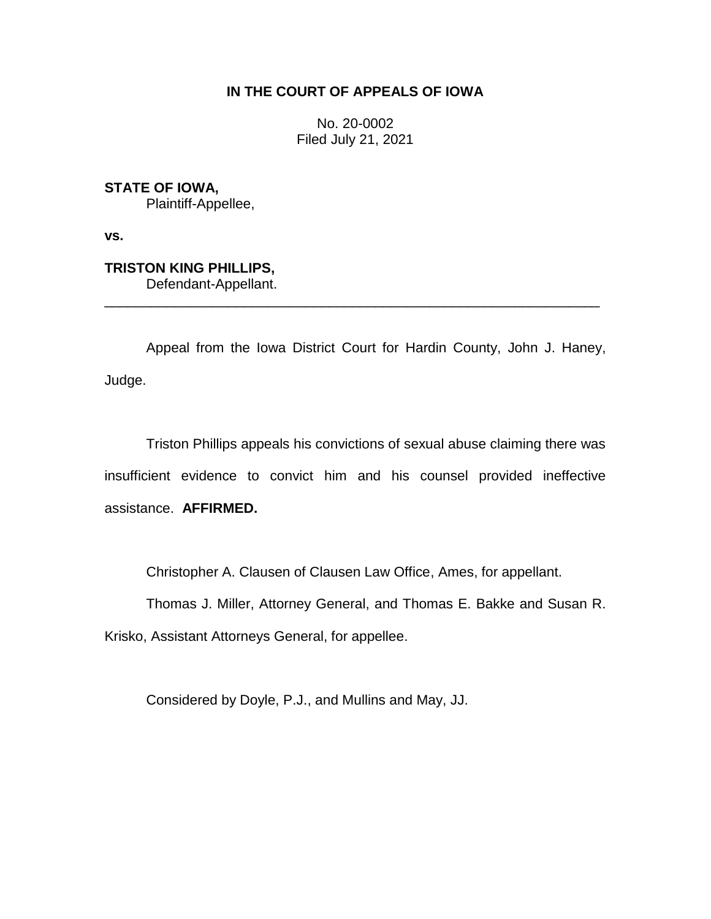# IN THE COURT OF APPEALS OF IOWA

No. 20-0002
Filed July 21, 2021

**STATE OF IOWA,**
Plaintiff-Appellee,

**vs.**

**TRISTON KING PHILLIPS,**
Defendant-Appellant.

---

Appeal from the Iowa District Court for Hardin County, John J. Haney, Judge.

Triston Phillips appeals his convictions of sexual abuse claiming there was insufficient evidence to convict him and his counsel provided ineffective assistance. **AFFIRMED.**

Christopher A. Clausen of Clausen Law Office, Ames, for appellant.

Thomas J. Miller, Attorney General, and Thomas E. Bakke and Susan R. Krisko, Assistant Attorneys General, for appellee.

Considered by Doyle, P.J., and Mullins and May, JJ.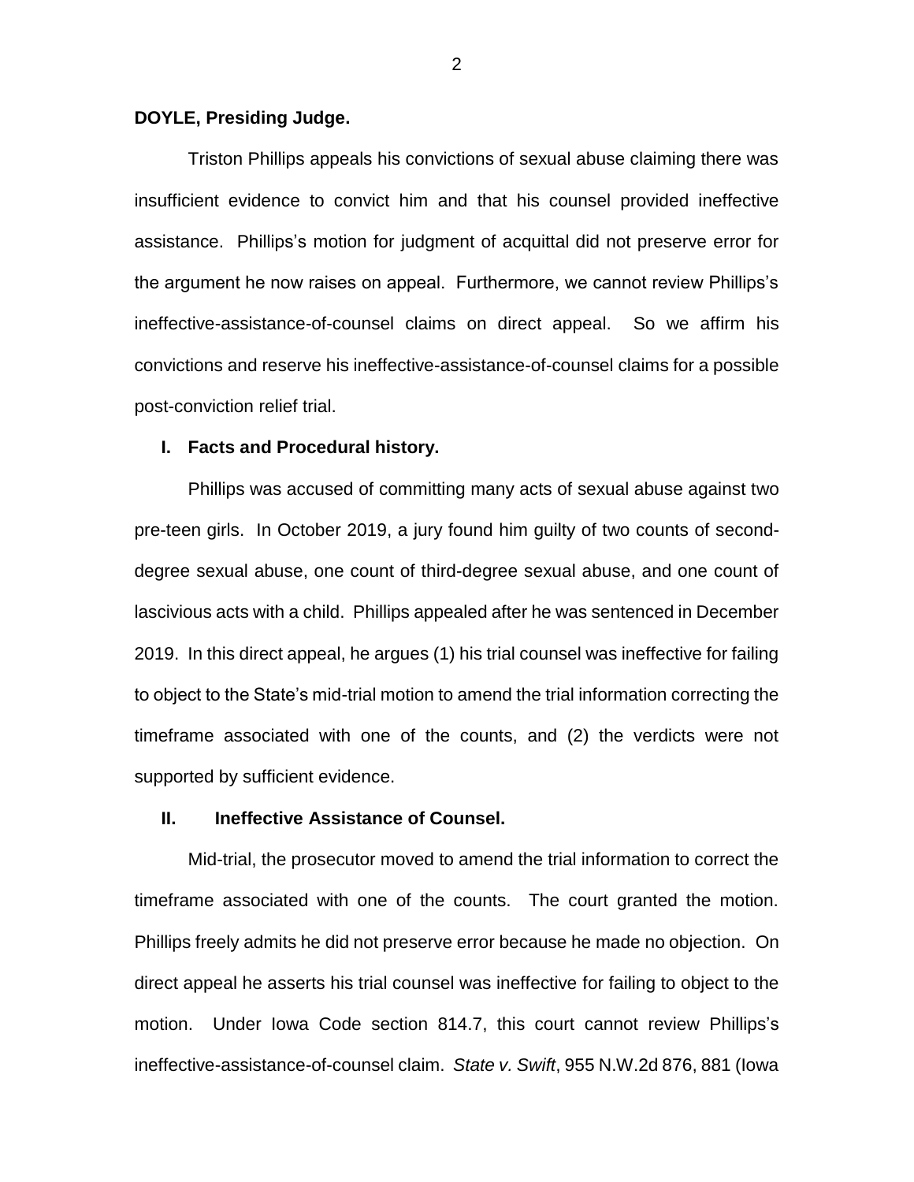**DOYLE, Presiding Judge.**

Triston Phillips appeals his convictions of sexual abuse claiming there was insufficient evidence to convict him and that his counsel provided ineffective assistance. Phillips's motion for judgment of acquittal did not preserve error for the argument he now raises on appeal. Furthermore, we cannot review Phillips's ineffective-assistance-of-counsel claims on direct appeal. So we affirm his convictions and reserve his ineffective-assistance-of-counsel claims for a possible post-conviction relief trial.

## I. Facts and Procedural history.

Phillips was accused of committing many acts of sexual abuse against two pre-teen girls. In October 2019, a jury found him guilty of two counts of second-degree sexual abuse, one count of third-degree sexual abuse, and one count of lascivious acts with a child. Phillips appealed after he was sentenced in December 2019. In this direct appeal, he argues (1) his trial counsel was ineffective for failing to object to the State's mid-trial motion to amend the trial information correcting the timeframe associated with one of the counts, and (2) the verdicts were not supported by sufficient evidence.

## II. Ineffective Assistance of Counsel.

Mid-trial, the prosecutor moved to amend the trial information to correct the timeframe associated with one of the counts. The court granted the motion. Phillips freely admits he did not preserve error because he made no objection. On direct appeal he asserts his trial counsel was ineffective for failing to object to the motion. Under Iowa Code section 814.7, this court cannot review Phillips's ineffective-assistance-of-counsel claim. *State v. Swift*, 955 N.W.2d 876, 881 (Iowa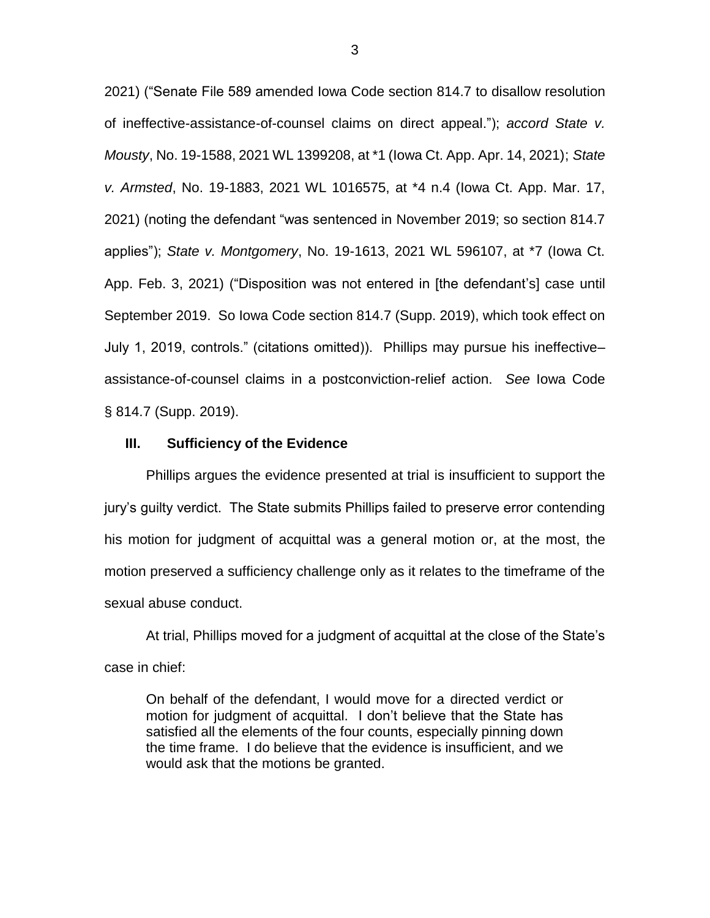2021) ("Senate File 589 amended Iowa Code section 814.7 to disallow resolution of ineffective-assistance-of-counsel claims on direct appeal."); *accord State v. Mousty*, No. 19-1588, 2021 WL 1399208, at *1 (Iowa Ct. App. Apr. 14, 2021); *State v. Armsted*, No. 19-1883, 2021 WL 1016575, at *4 n.4 (Iowa Ct. App. Mar. 17, 2021) (noting the defendant "was sentenced in November 2019; so section 814.7 applies"); *State v. Montgomery*, No. 19-1613, 2021 WL 596107, at *7 (Iowa Ct. App. Feb. 3, 2021) ("Disposition was not entered in [the defendant's] case until September 2019. So Iowa Code section 814.7 (Supp. 2019), which took effect on July 1, 2019, controls." (citations omitted)). Phillips may pursue his ineffective–assistance-of-counsel claims in a postconviction-relief action. *See* Iowa Code § 814.7 (Supp. 2019).

## III. Sufficiency of the Evidence

Phillips argues the evidence presented at trial is insufficient to support the jury's guilty verdict. The State submits Phillips failed to preserve error contending his motion for judgment of acquittal was a general motion or, at the most, the motion preserved a sufficiency challenge only as it relates to the timeframe of the sexual abuse conduct.

At trial, Phillips moved for a judgment of acquittal at the close of the State's case in chief:

> On behalf of the defendant, I would move for a directed verdict or motion for judgment of acquittal. I don't believe that the State has satisfied all the elements of the four counts, especially pinning down the time frame. I do believe that the evidence is insufficient, and we would ask that the motions be granted.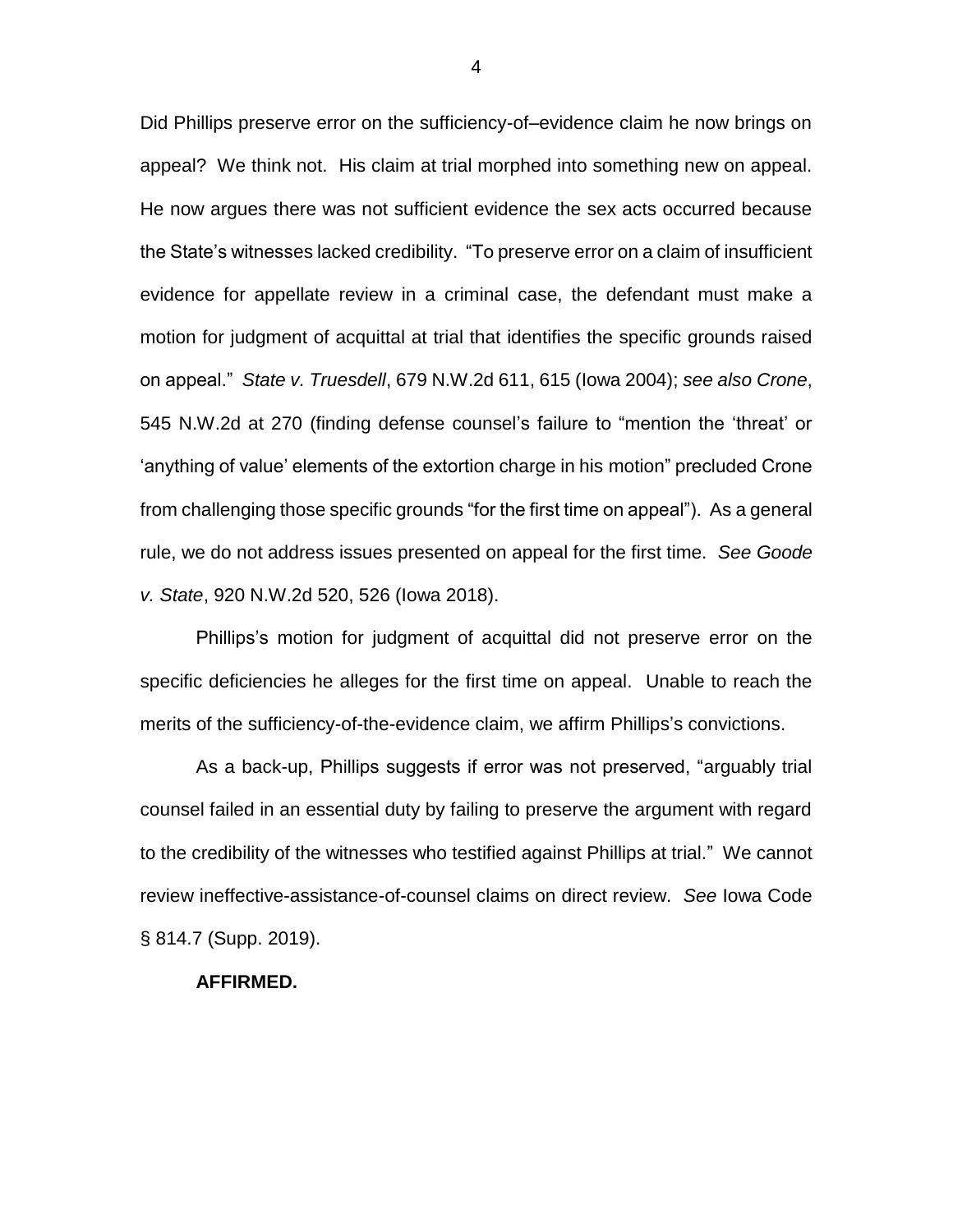Did Phillips preserve error on the sufficiency-of–evidence claim he now brings on appeal? We think not. His claim at trial morphed into something new on appeal. He now argues there was not sufficient evidence the sex acts occurred because the State's witnesses lacked credibility. "To preserve error on a claim of insufficient evidence for appellate review in a criminal case, the defendant must make a motion for judgment of acquittal at trial that identifies the specific grounds raised on appeal." *State v. Truesdell*, 679 N.W.2d 611, 615 (Iowa 2004); *see also Crone*, 545 N.W.2d at 270 (finding defense counsel's failure to "mention the 'threat' or 'anything of value' elements of the extortion charge in his motion" precluded Crone from challenging those specific grounds "for the first time on appeal"). As a general rule, we do not address issues presented on appeal for the first time. *See Goode v. State*, 920 N.W.2d 520, 526 (Iowa 2018).

Phillips's motion for judgment of acquittal did not preserve error on the specific deficiencies he alleges for the first time on appeal. Unable to reach the merits of the sufficiency-of-the-evidence claim, we affirm Phillips's convictions.

As a back-up, Phillips suggests if error was not preserved, "arguably trial counsel failed in an essential duty by failing to preserve the argument with regard to the credibility of the witnesses who testified against Phillips at trial." We cannot review ineffective-assistance-of-counsel claims on direct review. *See* Iowa Code § 814.7 (Supp. 2019).

**AFFIRMED.**